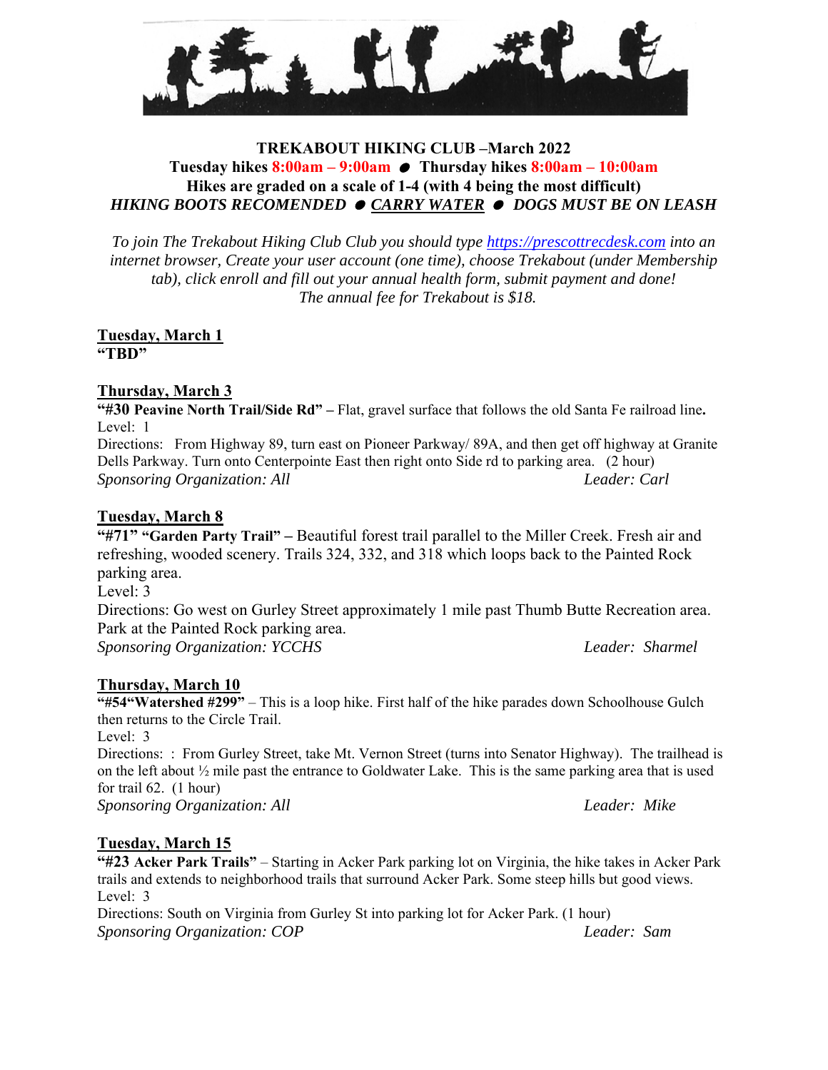**TREKABOUT HIKING CLUB –March 2022**

**Tuesday hikes 8:00am – 9:00am ● Thursday hikes 8:00am – 10:00am**

**Hikes are graded on a scale of 1-4 (with 4 being the most difficult)**

***HIKING BOOTS RECOMENDED ● CARRY WATER ● DOGS MUST BE ON LEASH***

*To join The Trekabout Hiking Club Club you should type [https://prescottrecdesk.com](https://prescottrecdesk.com) into an internet browser, Create your user account (one time), choose Trekabout (under Membership tab), click enroll and fill out your annual health form, submit payment and done! The annual fee for Trekabout is $18.*

## Tuesday, March 1

**"TBD"**

## Thursday, March 3

**"#30 Peavine North Trail/Side Rd" –** Flat, gravel surface that follows the old Santa Fe railroad line**.**

Level: 1

Directions: From Highway 89, turn east on Pioneer Parkway/ 89A, and then get off highway at Granite Dells Parkway. Turn onto Centerpointe East then right onto Side rd to parking area. (2 hour)

*Sponsoring Organization: All* *Leader: Carl*

## Tuesday, March 8

**"#71" "Garden Party Trail" –** Beautiful forest trail parallel to the Miller Creek. Fresh air and refreshing, wooded scenery. Trails 324, 332, and 318 which loops back to the Painted Rock parking area.

Level: 3

Directions: Go west on Gurley Street approximately 1 mile past Thumb Butte Recreation area. Park at the Painted Rock parking area.

*Sponsoring Organization: YCCHS* *Leader: Sharmel*

## Thursday, March 10

**"#54"Watershed #299"** – This is a loop hike. First half of the hike parades down Schoolhouse Gulch then returns to the Circle Trail.

Level: 3

Directions: : From Gurley Street, take Mt. Vernon Street (turns into Senator Highway). The trailhead is on the left about ½ mile past the entrance to Goldwater Lake. This is the same parking area that is used for trail 62. (1 hour)

*Sponsoring Organization: All* *Leader: Mike*

## Tuesday, March 15

**"#23 Acker Park Trails"** – Starting in Acker Park parking lot on Virginia, the hike takes in Acker Park trails and extends to neighborhood trails that surround Acker Park. Some steep hills but good views.

Level: 3

Directions: South on Virginia from Gurley St into parking lot for Acker Park. (1 hour)

*Sponsoring Organization: COP* *Leader: Sam*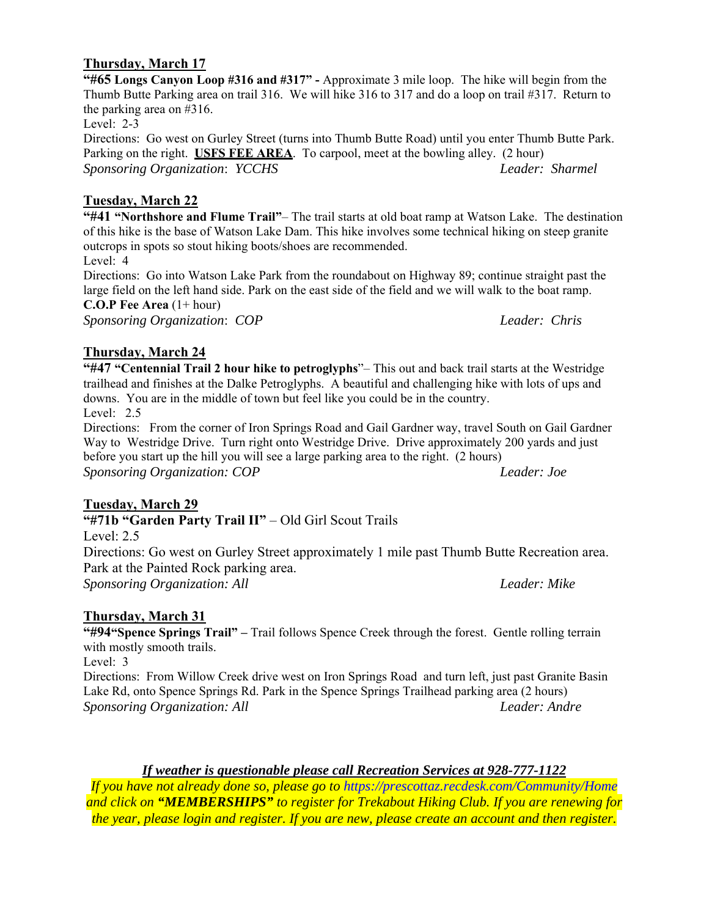**Thursday, March 17**

**"#65 Longs Canyon Loop #316 and #317" -** Approximate 3 mile loop. The hike will begin from the Thumb Butte Parking area on trail 316. We will hike 316 to 317 and do a loop on trail #317. Return to the parking area on #316.

Level: 2-3

Directions: Go west on Gurley Street (turns into Thumb Butte Road) until you enter Thumb Butte Park. Parking on the right. **USFS FEE AREA**. To carpool, meet at the bowling alley. (2 hour)

*Sponsoring Organization*: *YCCHS* *Leader: Sharmel*

**Tuesday, March 22**

**"#41 "Northshore and Flume Trail"**– The trail starts at old boat ramp at Watson Lake. The destination of this hike is the base of Watson Lake Dam. This hike involves some technical hiking on steep granite outcrops in spots so stout hiking boots/shoes are recommended.

Level: 4

Directions: Go into Watson Lake Park from the roundabout on Highway 89; continue straight past the large field on the left hand side. Park on the east side of the field and we will walk to the boat ramp.

**C.O.P Fee Area** (1+ hour)

*Sponsoring Organization*: *COP* *Leader: Chris*

**Thursday, March 24**

**"#47 "Centennial Trail 2 hour hike to petroglyphs**"– This out and back trail starts at the Westridge trailhead and finishes at the Dalke Petroglyphs. A beautiful and challenging hike with lots of ups and downs. You are in the middle of town but feel like you could be in the country.

Level: 2.5

Directions: From the corner of Iron Springs Road and Gail Gardner way, travel South on Gail Gardner Way to Westridge Drive. Turn right onto Westridge Drive. Drive approximately 200 yards and just before you start up the hill you will see a large parking area to the right. (2 hours)

*Sponsoring Organization: COP* *Leader: Joe*

**Tuesday, March 29**

**"#71b "Garden Party Trail II"** – Old Girl Scout Trails

Level: 2.5

Directions: Go west on Gurley Street approximately 1 mile past Thumb Butte Recreation area. Park at the Painted Rock parking area.

*Sponsoring Organization: All* *Leader: Mike*

**Thursday, March 31**

**"#94"Spence Springs Trail" –** Trail follows Spence Creek through the forest. Gentle rolling terrain with mostly smooth trails.

Level: 3

Directions: From Willow Creek drive west on Iron Springs Road and turn left, just past Granite Basin Lake Rd, onto Spence Springs Rd. Park in the Spence Springs Trailhead parking area (2 hours)

*Sponsoring Organization: All* *Leader: Andre*

***If weather is questionable please call Recreation Services at 928-777-1122***

*If you have not already done so, please go to https://prescottaz.recdesk.com/Community/Home and click on **"MEMBERSHIPS"** to register for Trekabout Hiking Club. If you are renewing for the year, please login and register. If you are new, please create an account and then register.*